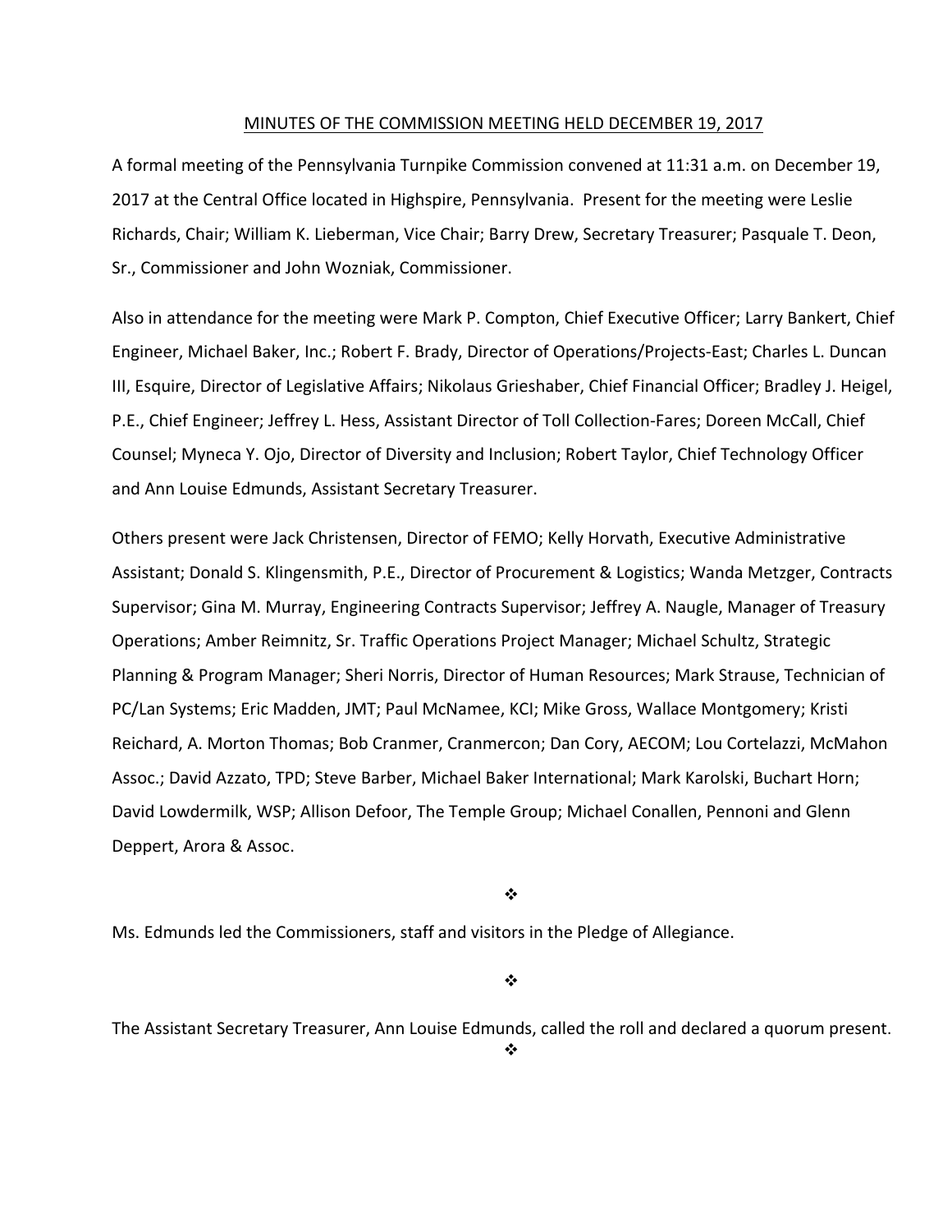## MINUTES OF THE COMMISSION MEETING HELD DECEMBER 19, 2017

A formal meeting of the Pennsylvania Turnpike Commission convened at 11:31 a.m. on December 19, 2017 at the Central Office located in Highspire, Pennsylvania. Present for the meeting were Leslie Richards, Chair; William K. Lieberman, Vice Chair; Barry Drew, Secretary Treasurer; Pasquale T. Deon, Sr., Commissioner and John Wozniak, Commissioner.

Also in attendance for the meeting were Mark P. Compton, Chief Executive Officer; Larry Bankert, Chief Engineer, Michael Baker, Inc.; Robert F. Brady, Director of Operations/Projects-East; Charles L. Duncan III, Esquire, Director of Legislative Affairs; Nikolaus Grieshaber, Chief Financial Officer; Bradley J. Heigel, P.E., Chief Engineer; Jeffrey L. Hess, Assistant Director of Toll Collection-Fares; Doreen McCall, Chief Counsel; Myneca Y. Ojo, Director of Diversity and Inclusion; Robert Taylor, Chief Technology Officer and Ann Louise Edmunds, Assistant Secretary Treasurer.

Others present were Jack Christensen, Director of FEMO; Kelly Horvath, Executive Administrative Assistant; Donald S. Klingensmith, P.E., Director of Procurement & Logistics; Wanda Metzger, Contracts Supervisor; Gina M. Murray, Engineering Contracts Supervisor; Jeffrey A. Naugle, Manager of Treasury Operations; Amber Reimnitz, Sr. Traffic Operations Project Manager; Michael Schultz, Strategic Planning & Program Manager; Sheri Norris, Director of Human Resources; Mark Strause, Technician of PC/Lan Systems; Eric Madden, JMT; Paul McNamee, KCI; Mike Gross, Wallace Montgomery; Kristi Reichard, A. Morton Thomas; Bob Cranmer, Cranmercon; Dan Cory, AECOM; Lou Cortelazzi, McMahon Assoc.; David Azzato, TPD; Steve Barber, Michael Baker International; Mark Karolski, Buchart Horn; David Lowdermilk, WSP; Allison Defoor, The Temple Group; Michael Conallen, Pennoni and Glenn Deppert, Arora & Assoc.

❖

Ms. Edmunds led the Commissioners, staff and visitors in the Pledge of Allegiance.

❖

The Assistant Secretary Treasurer, Ann Louise Edmunds, called the roll and declared a quorum present.

❖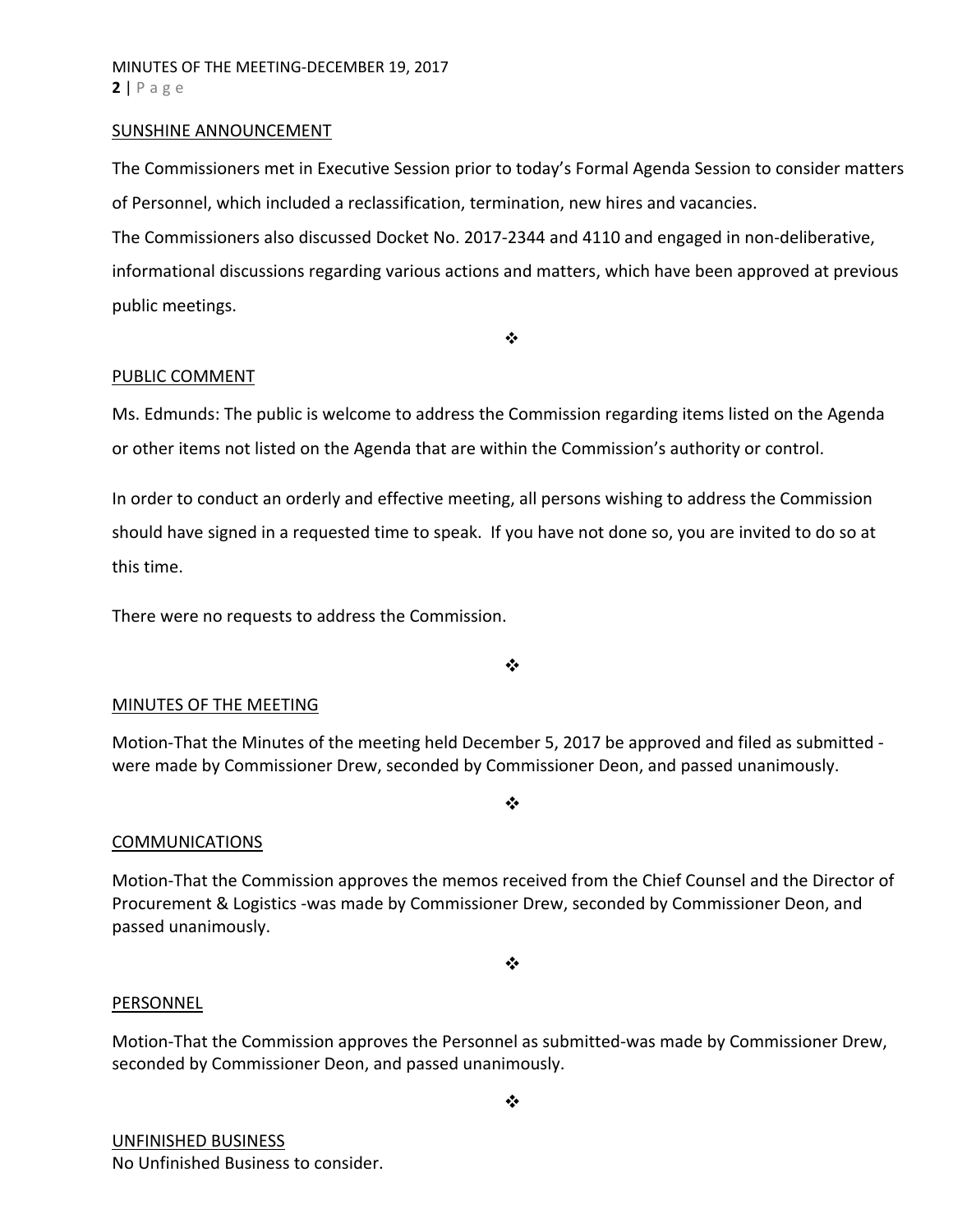## SUNSHINE ANNOUNCEMENT

The Commissioners met in Executive Session prior to today's Formal Agenda Session to consider matters of Personnel, which included a reclassification, termination, new hires and vacancies.

The Commissioners also discussed Docket No. 2017-2344 and 4110 and engaged in non-deliberative, informational discussions regarding various actions and matters, which have been approved at previous public meetings.

❖

## PUBLIC COMMENT

Ms. Edmunds: The public is welcome to address the Commission regarding items listed on the Agenda or other items not listed on the Agenda that are within the Commission's authority or control.

In order to conduct an orderly and effective meeting, all persons wishing to address the Commission should have signed in a requested time to speak. If you have not done so, you are invited to do so at this time.

There were no requests to address the Commission.

❖

## MINUTES OF THE MEETING

Motion-That the Minutes of the meeting held December 5, 2017 be approved and filed as submitted - were made by Commissioner Drew, seconded by Commissioner Deon, and passed unanimously.

❖

## COMMUNICATIONS

Motion-That the Commission approves the memos received from the Chief Counsel and the Director of Procurement & Logistics -was made by Commissioner Drew, seconded by Commissioner Deon, and passed unanimously.

❖

## PERSONNEL

Motion-That the Commission approves the Personnel as submitted-was made by Commissioner Drew, seconded by Commissioner Deon, and passed unanimously.

❖

## UNFINISHED BUSINESS

No Unfinished Business to consider.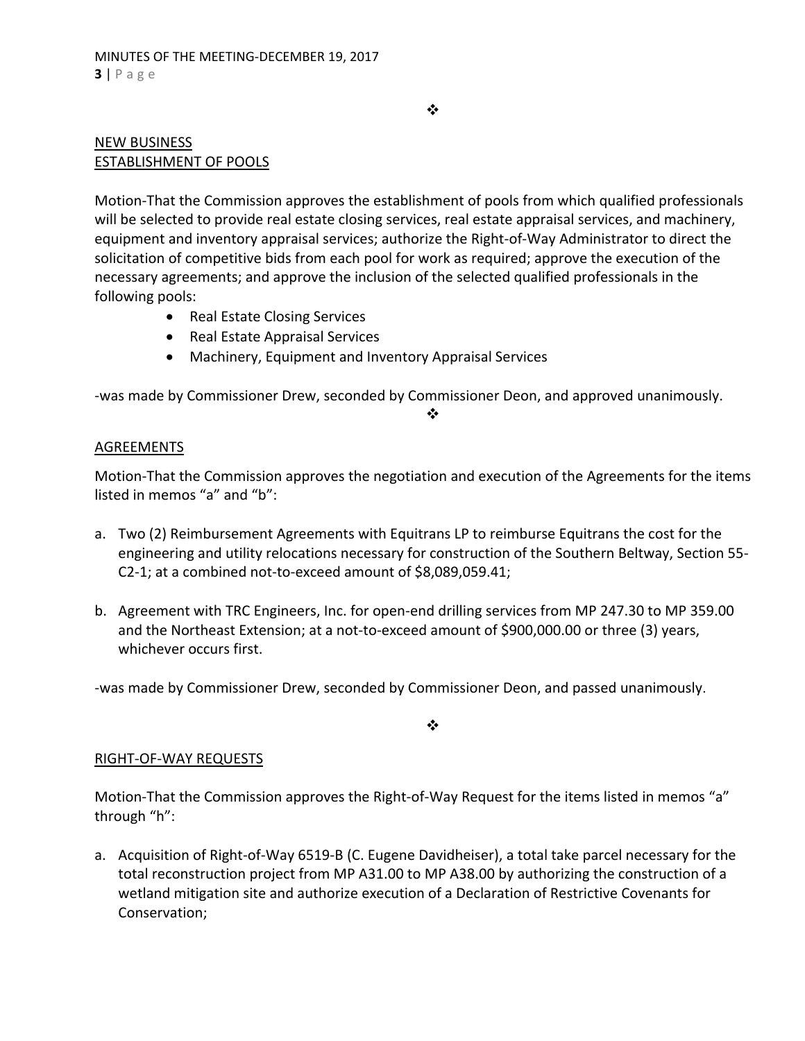❖

NEW BUSINESS
ESTABLISHMENT OF POOLS

Motion-That the Commission approves the establishment of pools from which qualified professionals will be selected to provide real estate closing services, real estate appraisal services, and machinery, equipment and inventory appraisal services; authorize the Right-of-Way Administrator to direct the solicitation of competitive bids from each pool for work as required; approve the execution of the necessary agreements; and approve the inclusion of the selected qualified professionals in the following pools:

- Real Estate Closing Services
- Real Estate Appraisal Services
- Machinery, Equipment and Inventory Appraisal Services

-was made by Commissioner Drew, seconded by Commissioner Deon, and approved unanimously.

❖

AGREEMENTS

Motion-That the Commission approves the negotiation and execution of the Agreements for the items listed in memos "a" and "b":

a. Two (2) Reimbursement Agreements with Equitrans LP to reimburse Equitrans the cost for the engineering and utility relocations necessary for construction of the Southern Beltway, Section 55-C2-1; at a combined not-to-exceed amount of $8,089,059.41;

b. Agreement with TRC Engineers, Inc. for open-end drilling services from MP 247.30 to MP 359.00 and the Northeast Extension; at a not-to-exceed amount of $900,000.00 or three (3) years, whichever occurs first.

-was made by Commissioner Drew, seconded by Commissioner Deon, and passed unanimously.

❖

RIGHT-OF-WAY REQUESTS

Motion-That the Commission approves the Right-of-Way Request for the items listed in memos "a" through "h":

a. Acquisition of Right-of-Way 6519-B (C. Eugene Davidheiser), a total take parcel necessary for the total reconstruction project from MP A31.00 to MP A38.00 by authorizing the construction of a wetland mitigation site and authorize execution of a Declaration of Restrictive Covenants for Conservation;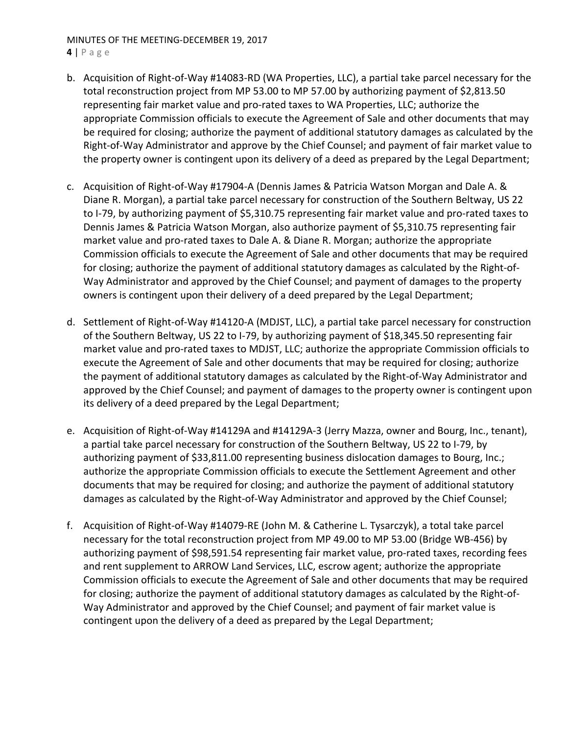b. Acquisition of Right-of-Way #14083-RD (WA Properties, LLC), a partial take parcel necessary for the total reconstruction project from MP 53.00 to MP 57.00 by authorizing payment of $2,813.50 representing fair market value and pro-rated taxes to WA Properties, LLC; authorize the appropriate Commission officials to execute the Agreement of Sale and other documents that may be required for closing; authorize the payment of additional statutory damages as calculated by the Right-of-Way Administrator and approve by the Chief Counsel; and payment of fair market value to the property owner is contingent upon its delivery of a deed as prepared by the Legal Department;

c. Acquisition of Right-of-Way #17904-A (Dennis James & Patricia Watson Morgan and Dale A. & Diane R. Morgan), a partial take parcel necessary for construction of the Southern Beltway, US 22 to I-79, by authorizing payment of $5,310.75 representing fair market value and pro-rated taxes to Dennis James & Patricia Watson Morgan, also authorize payment of $5,310.75 representing fair market value and pro-rated taxes to Dale A. & Diane R. Morgan; authorize the appropriate Commission officials to execute the Agreement of Sale and other documents that may be required for closing; authorize the payment of additional statutory damages as calculated by the Right-of-Way Administrator and approved by the Chief Counsel; and payment of damages to the property owners is contingent upon their delivery of a deed prepared by the Legal Department;

d. Settlement of Right-of-Way #14120-A (MDJST, LLC), a partial take parcel necessary for construction of the Southern Beltway, US 22 to I-79, by authorizing payment of $18,345.50 representing fair market value and pro-rated taxes to MDJST, LLC; authorize the appropriate Commission officials to execute the Agreement of Sale and other documents that may be required for closing; authorize the payment of additional statutory damages as calculated by the Right-of-Way Administrator and approved by the Chief Counsel; and payment of damages to the property owner is contingent upon its delivery of a deed prepared by the Legal Department;

e. Acquisition of Right-of-Way #14129A and #14129A-3 (Jerry Mazza, owner and Bourg, Inc., tenant), a partial take parcel necessary for construction of the Southern Beltway, US 22 to I-79, by authorizing payment of $33,811.00 representing business dislocation damages to Bourg, Inc.; authorize the appropriate Commission officials to execute the Settlement Agreement and other documents that may be required for closing; and authorize the payment of additional statutory damages as calculated by the Right-of-Way Administrator and approved by the Chief Counsel;

f. Acquisition of Right-of-Way #14079-RE (John M. & Catherine L. Tysarczyk), a total take parcel necessary for the total reconstruction project from MP 49.00 to MP 53.00 (Bridge WB-456) by authorizing payment of $98,591.54 representing fair market value, pro-rated taxes, recording fees and rent supplement to ARROW Land Services, LLC, escrow agent; authorize the appropriate Commission officials to execute the Agreement of Sale and other documents that may be required for closing; authorize the payment of additional statutory damages as calculated by the Right-of-Way Administrator and approved by the Chief Counsel; and payment of fair market value is contingent upon the delivery of a deed as prepared by the Legal Department;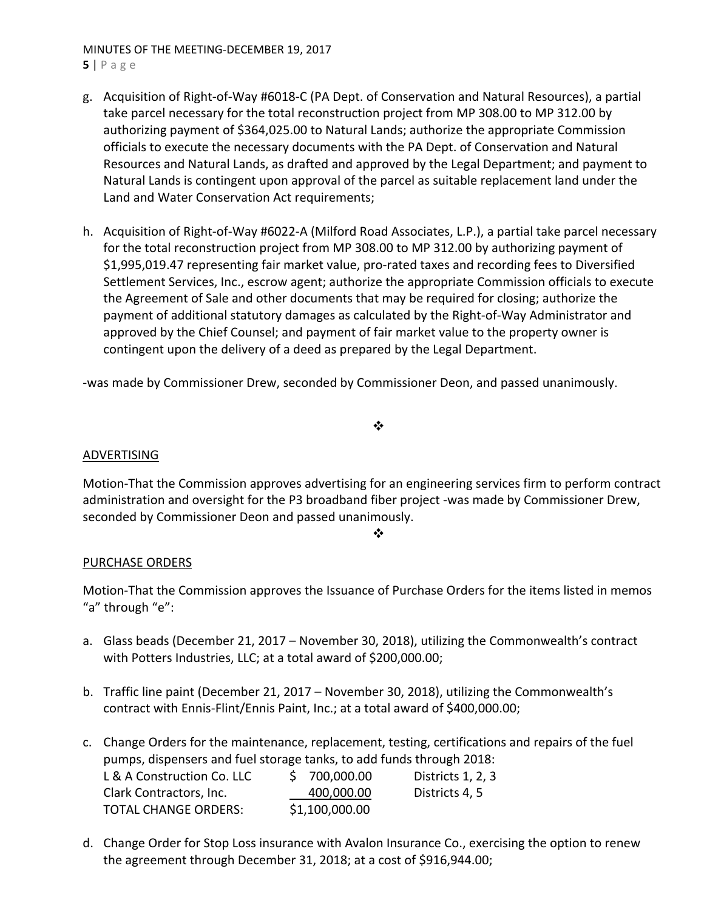g. Acquisition of Right-of-Way #6018-C (PA Dept. of Conservation and Natural Resources), a partial take parcel necessary for the total reconstruction project from MP 308.00 to MP 312.00 by authorizing payment of $364,025.00 to Natural Lands; authorize the appropriate Commission officials to execute the necessary documents with the PA Dept. of Conservation and Natural Resources and Natural Lands, as drafted and approved by the Legal Department; and payment to Natural Lands is contingent upon approval of the parcel as suitable replacement land under the Land and Water Conservation Act requirements;

h. Acquisition of Right-of-Way #6022-A (Milford Road Associates, L.P.), a partial take parcel necessary for the total reconstruction project from MP 308.00 to MP 312.00 by authorizing payment of $1,995,019.47 representing fair market value, pro-rated taxes and recording fees to Diversified Settlement Services, Inc., escrow agent; authorize the appropriate Commission officials to execute the Agreement of Sale and other documents that may be required for closing; authorize the payment of additional statutory damages as calculated by the Right-of-Way Administrator and approved by the Chief Counsel; and payment of fair market value to the property owner is contingent upon the delivery of a deed as prepared by the Legal Department.

-was made by Commissioner Drew, seconded by Commissioner Deon, and passed unanimously.

❖

## ADVERTISING

Motion-That the Commission approves advertising for an engineering services firm to perform contract administration and oversight for the P3 broadband fiber project -was made by Commissioner Drew, seconded by Commissioner Deon and passed unanimously.

❖

## PURCHASE ORDERS

Motion-That the Commission approves the Issuance of Purchase Orders for the items listed in memos "a" through "e":

a. Glass beads (December 21, 2017 – November 30, 2018), utilizing the Commonwealth's contract with Potters Industries, LLC; at a total award of $200,000.00;

b. Traffic line paint (December 21, 2017 – November 30, 2018), utilizing the Commonwealth's contract with Ennis-Flint/Ennis Paint, Inc.; at a total award of $400,000.00;

c. Change Orders for the maintenance, replacement, testing, certifications and repairs of the fuel pumps, dispensers and fuel storage tanks, to add funds through 2018:

| | | |
|---|---|---|
| L & A Construction Co. LLC | $ 700,000.00 | Districts 1, 2, 3 |
| Clark Contractors, Inc. | 400,000.00 | Districts 4, 5 |
| TOTAL CHANGE ORDERS: | $1,100,000.00 | |

d. Change Order for Stop Loss insurance with Avalon Insurance Co., exercising the option to renew the agreement through December 31, 2018; at a cost of $916,944.00;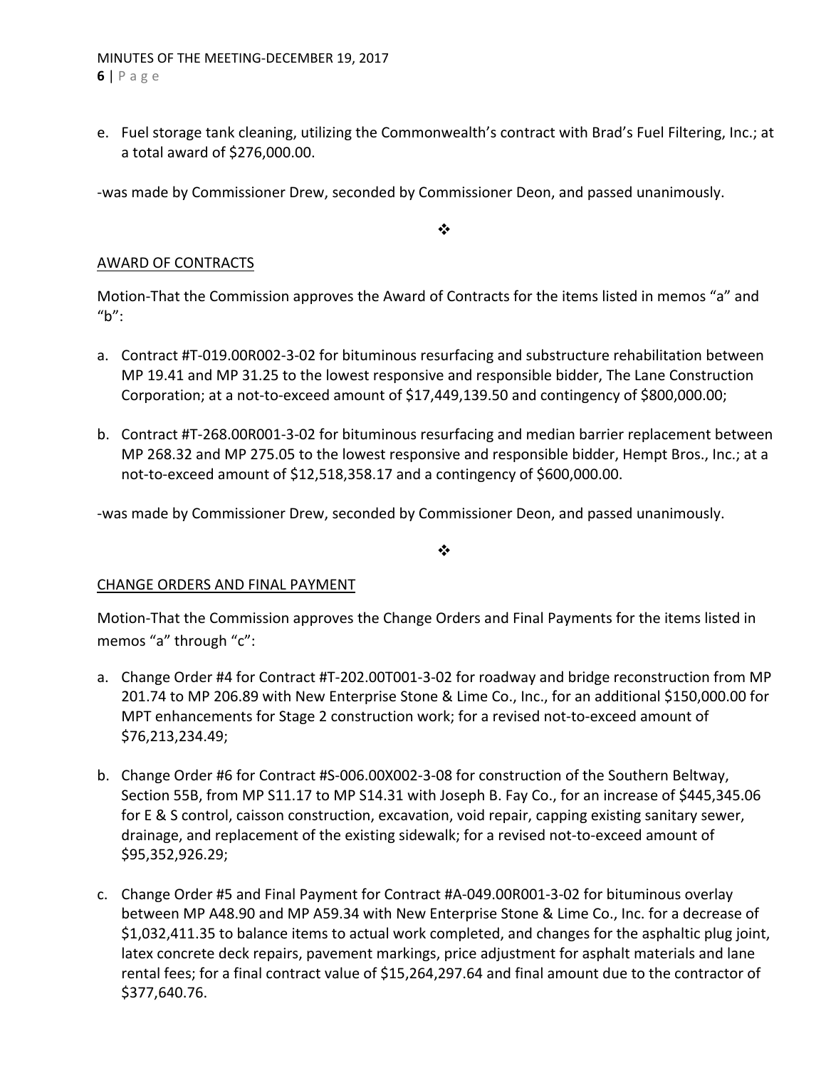e. Fuel storage tank cleaning, utilizing the Commonwealth's contract with Brad's Fuel Filtering, Inc.; at a total award of $276,000.00.

-was made by Commissioner Drew, seconded by Commissioner Deon, and passed unanimously.

❖

## AWARD OF CONTRACTS

Motion-That the Commission approves the Award of Contracts for the items listed in memos "a" and "b":

a. Contract #T-019.00R002-3-02 for bituminous resurfacing and substructure rehabilitation between MP 19.41 and MP 31.25 to the lowest responsive and responsible bidder, The Lane Construction Corporation; at a not-to-exceed amount of $17,449,139.50 and contingency of $800,000.00;

b. Contract #T-268.00R001-3-02 for bituminous resurfacing and median barrier replacement between MP 268.32 and MP 275.05 to the lowest responsive and responsible bidder, Hempt Bros., Inc.; at a not-to-exceed amount of $12,518,358.17 and a contingency of $600,000.00.

-was made by Commissioner Drew, seconded by Commissioner Deon, and passed unanimously.

❖

## CHANGE ORDERS AND FINAL PAYMENT

Motion-That the Commission approves the Change Orders and Final Payments for the items listed in memos "a" through "c":

a. Change Order #4 for Contract #T-202.00T001-3-02 for roadway and bridge reconstruction from MP 201.74 to MP 206.89 with New Enterprise Stone & Lime Co., Inc., for an additional $150,000.00 for MPT enhancements for Stage 2 construction work; for a revised not-to-exceed amount of $76,213,234.49;

b. Change Order #6 for Contract #S-006.00X002-3-08 for construction of the Southern Beltway, Section 55B, from MP S11.17 to MP S14.31 with Joseph B. Fay Co., for an increase of $445,345.06 for E & S control, caisson construction, excavation, void repair, capping existing sanitary sewer, drainage, and replacement of the existing sidewalk; for a revised not-to-exceed amount of $95,352,926.29;

c. Change Order #5 and Final Payment for Contract #A-049.00R001-3-02 for bituminous overlay between MP A48.90 and MP A59.34 with New Enterprise Stone & Lime Co., Inc. for a decrease of $1,032,411.35 to balance items to actual work completed, and changes for the asphaltic plug joint, latex concrete deck repairs, pavement markings, price adjustment for asphalt materials and lane rental fees; for a final contract value of $15,264,297.64 and final amount due to the contractor of $377,640.76.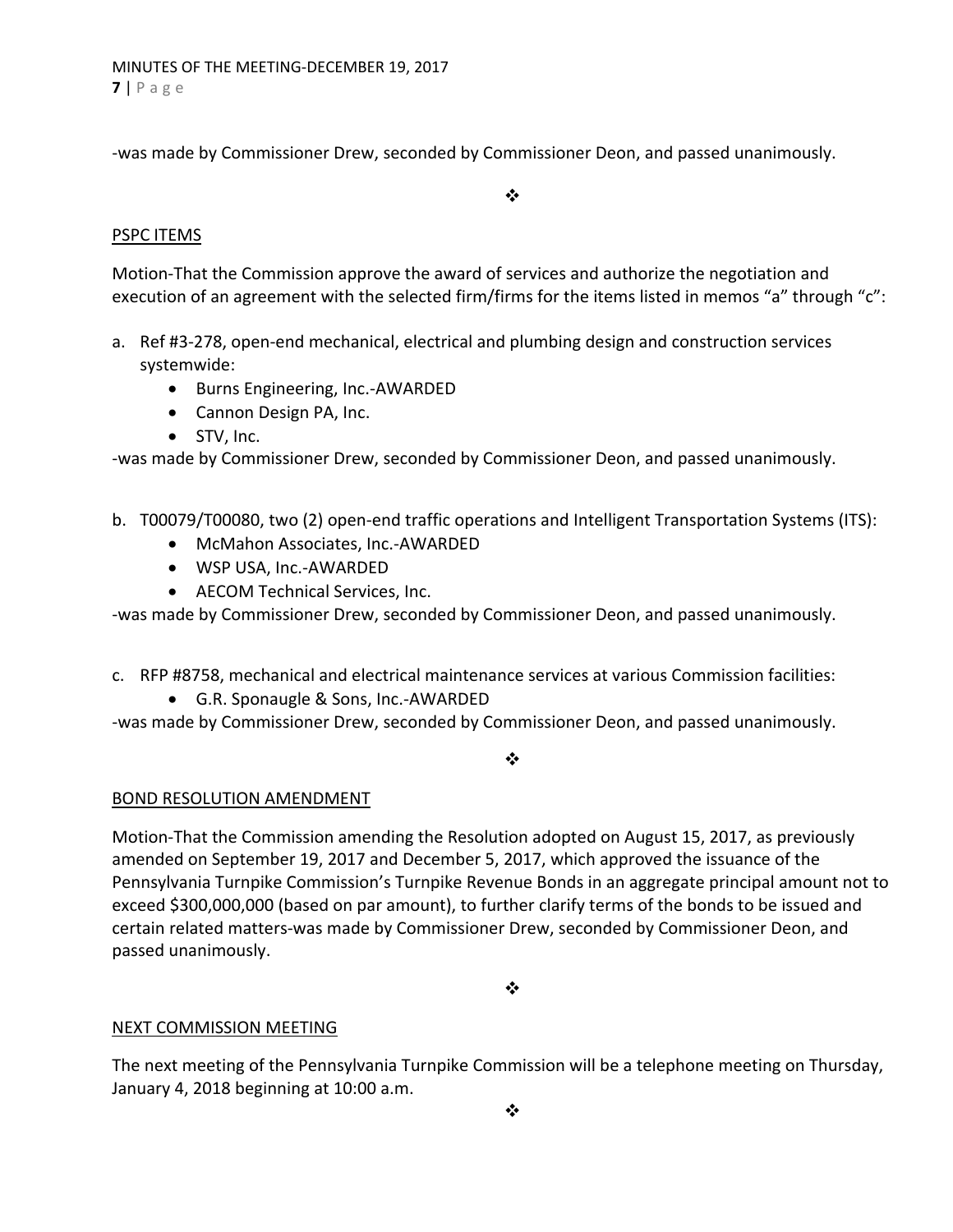-was made by Commissioner Drew, seconded by Commissioner Deon, and passed unanimously.

❖

PSPC ITEMS

Motion-That the Commission approve the award of services and authorize the negotiation and execution of an agreement with the selected firm/firms for the items listed in memos "a" through "c":

a. Ref #3-278, open-end mechanical, electrical and plumbing design and construction services systemwide:
    - Burns Engineering, Inc.-AWARDED
    - Cannon Design PA, Inc.
    - STV, Inc.

-was made by Commissioner Drew, seconded by Commissioner Deon, and passed unanimously.

b. T00079/T00080, two (2) open-end traffic operations and Intelligent Transportation Systems (ITS):
    - McMahon Associates, Inc.-AWARDED
    - WSP USA, Inc.-AWARDED
    - AECOM Technical Services, Inc.

-was made by Commissioner Drew, seconded by Commissioner Deon, and passed unanimously.

c. RFP #8758, mechanical and electrical maintenance services at various Commission facilities:
    - G.R. Sponaugle & Sons, Inc.-AWARDED

-was made by Commissioner Drew, seconded by Commissioner Deon, and passed unanimously.

❖

BOND RESOLUTION AMENDMENT

Motion-That the Commission amending the Resolution adopted on August 15, 2017, as previously amended on September 19, 2017 and December 5, 2017, which approved the issuance of the Pennsylvania Turnpike Commission's Turnpike Revenue Bonds in an aggregate principal amount not to exceed $300,000,000 (based on par amount), to further clarify terms of the bonds to be issued and certain related matters-was made by Commissioner Drew, seconded by Commissioner Deon, and passed unanimously.

❖

NEXT COMMISSION MEETING

The next meeting of the Pennsylvania Turnpike Commission will be a telephone meeting on Thursday, January 4, 2018 beginning at 10:00 a.m.

❖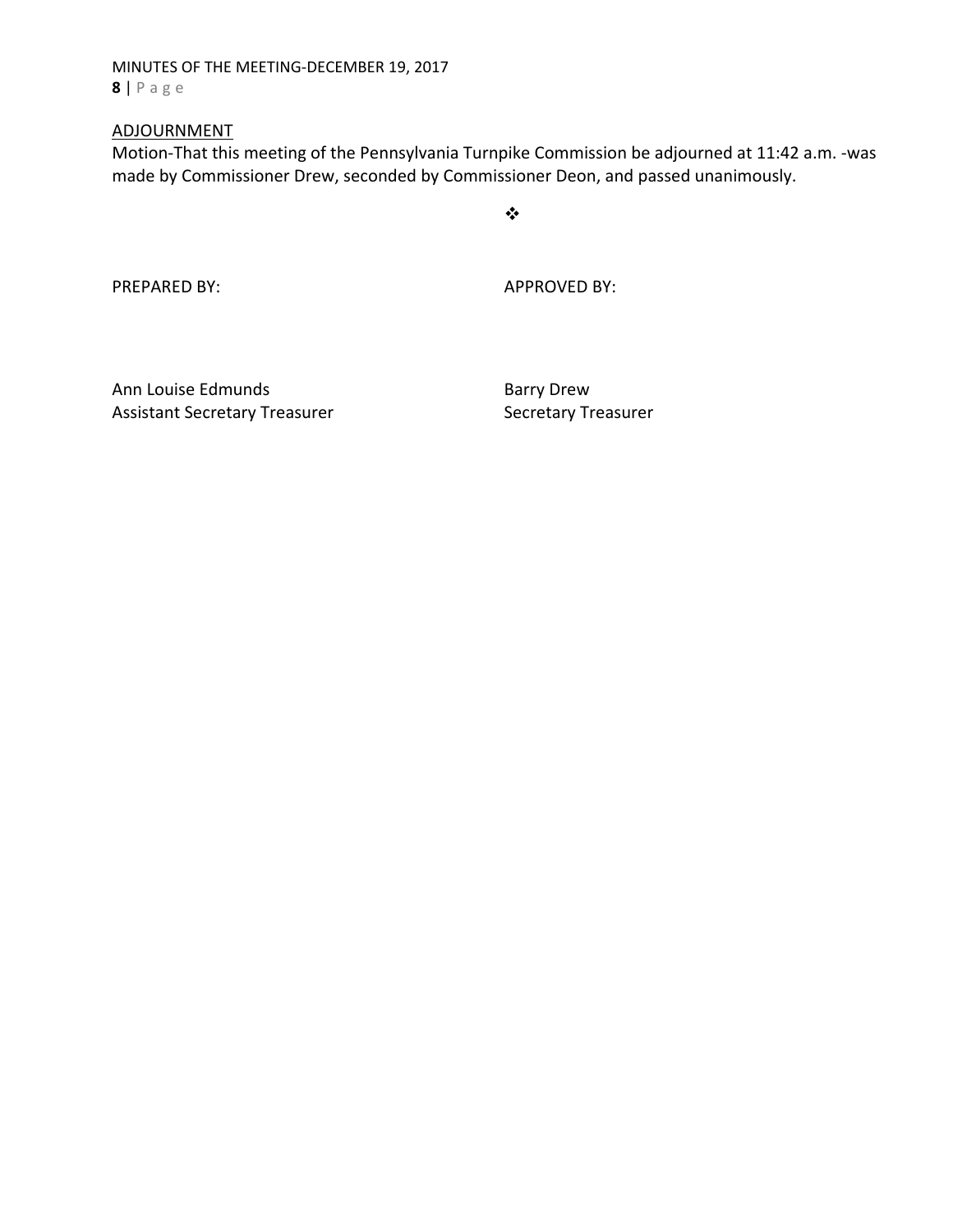ADJOURNMENT

Motion-That this meeting of the Pennsylvania Turnpike Commission be adjourned at 11:42 a.m. -was made by Commissioner Drew, seconded by Commissioner Deon, and passed unanimously.

❖

| | |
|---|---|
| PREPARED BY: | APPROVED BY: |
| Ann Louise Edmunds | Barry Drew |
| Assistant Secretary Treasurer | Secretary Treasurer |